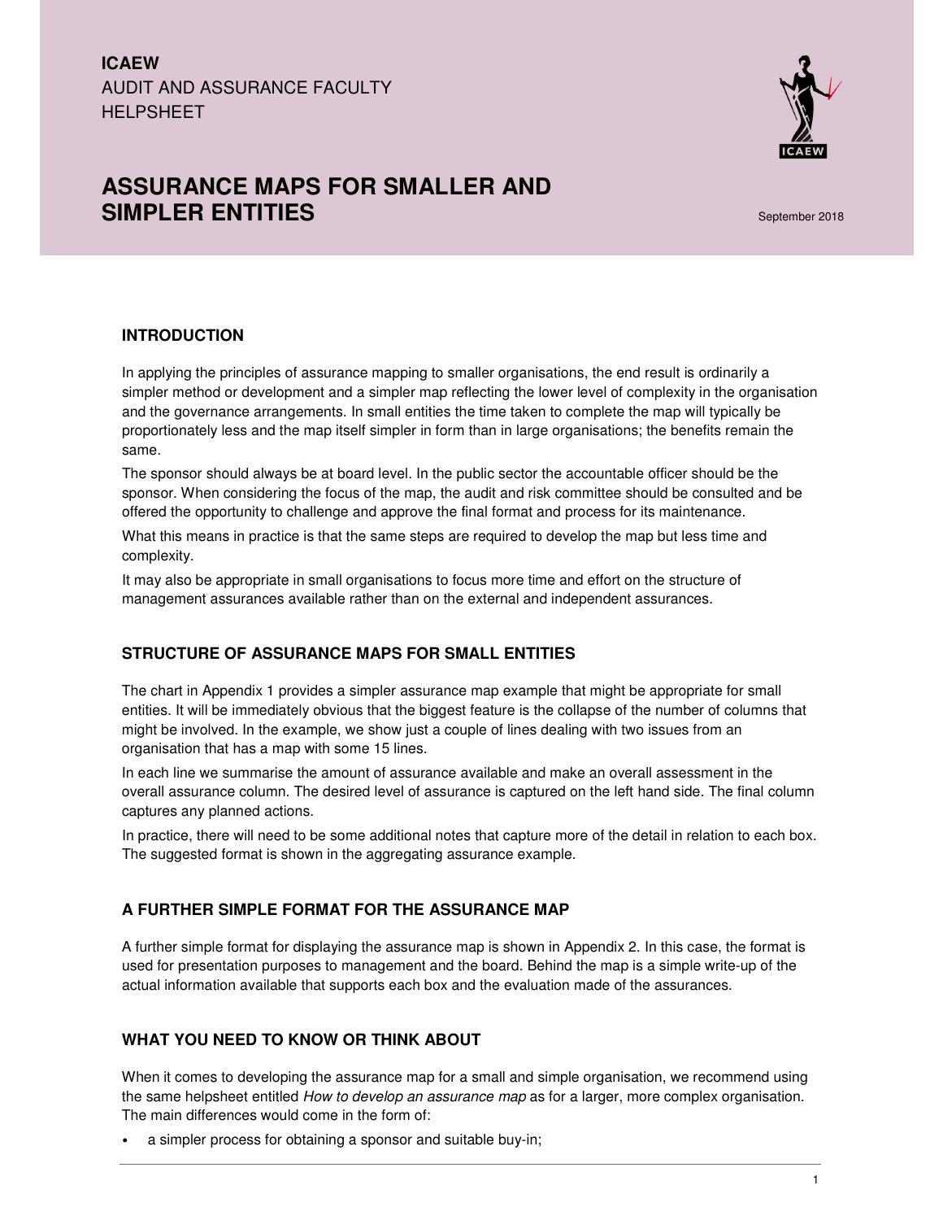ICAEW
AUDIT AND ASSURANCE FACULTY
HELPSHEET

# ASSURANCE MAPS FOR SMALLER AND SIMPLER ENTITIES

September 2018

## INTRODUCTION

In applying the principles of assurance mapping to smaller organisations, the end result is ordinarily a simpler method or development and a simpler map reflecting the lower level of complexity in the organisation and the governance arrangements. In small entities the time taken to complete the map will typically be proportionately less and the map itself simpler in form than in large organisations; the benefits remain the same.

The sponsor should always be at board level. In the public sector the accountable officer should be the sponsor. When considering the focus of the map, the audit and risk committee should be consulted and be offered the opportunity to challenge and approve the final format and process for its maintenance.

What this means in practice is that the same steps are required to develop the map but less time and complexity.

It may also be appropriate in small organisations to focus more time and effort on the structure of management assurances available rather than on the external and independent assurances.

## STRUCTURE OF ASSURANCE MAPS FOR SMALL ENTITIES

The chart in Appendix 1 provides a simpler assurance map example that might be appropriate for small entities. It will be immediately obvious that the biggest feature is the collapse of the number of columns that might be involved. In the example, we show just a couple of lines dealing with two issues from an organisation that has a map with some 15 lines.

In each line we summarise the amount of assurance available and make an overall assessment in the overall assurance column. The desired level of assurance is captured on the left hand side. The final column captures any planned actions.

In practice, there will need to be some additional notes that capture more of the detail in relation to each box. The suggested format is shown in the aggregating assurance example.

## A FURTHER SIMPLE FORMAT FOR THE ASSURANCE MAP

A further simple format for displaying the assurance map is shown in Appendix 2. In this case, the format is used for presentation purposes to management and the board. Behind the map is a simple write-up of the actual information available that supports each box and the evaluation made of the assurances.

## WHAT YOU NEED TO KNOW OR THINK ABOUT

When it comes to developing the assurance map for a small and simple organisation, we recommend using the same helpsheet entitled *How to develop an assurance map* as for a larger, more complex organisation. The main differences would come in the form of:

- a simpler process for obtaining a sponsor and suitable buy-in;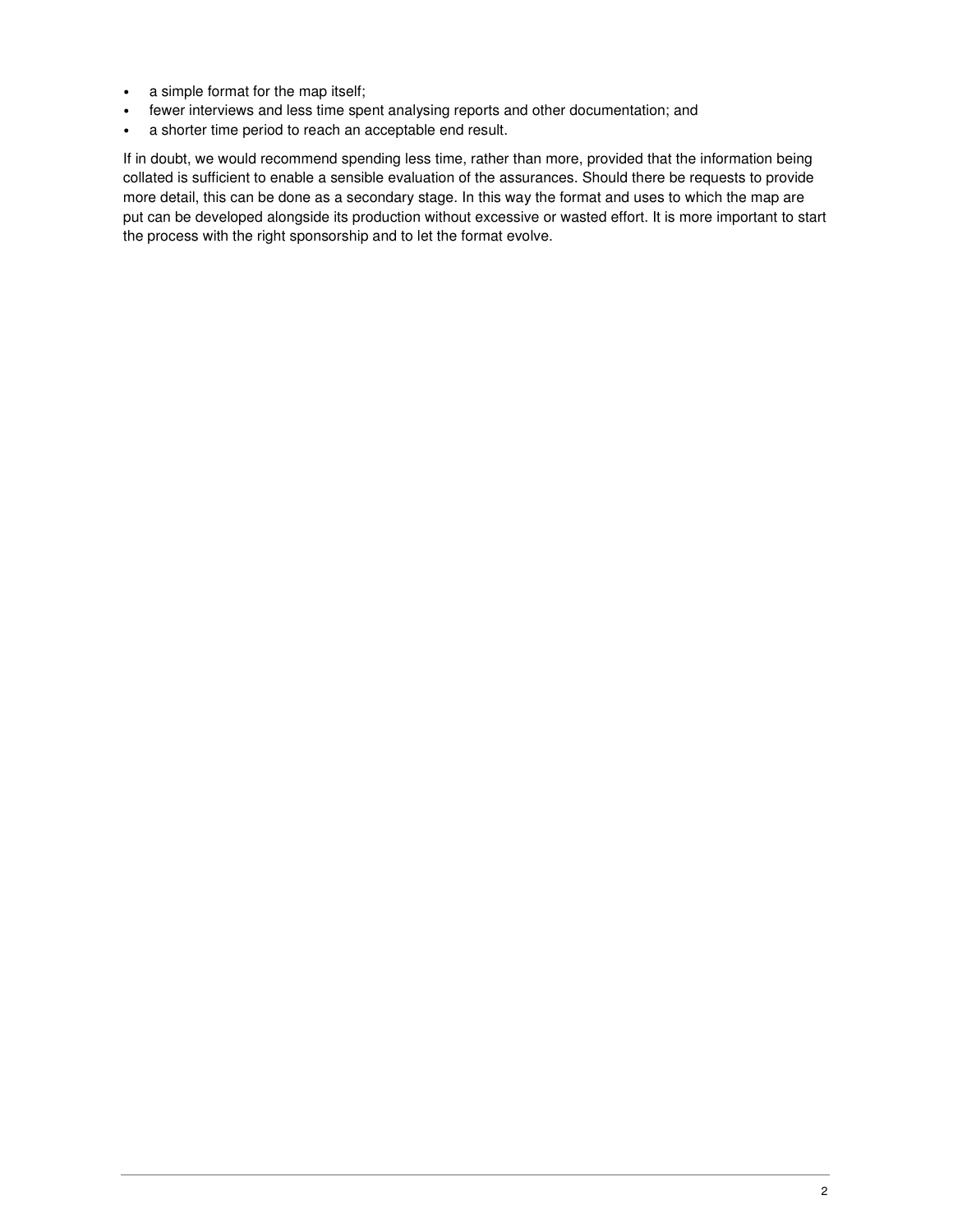- a simple format for the map itself;
- fewer interviews and less time spent analysing reports and other documentation; and
- a shorter time period to reach an acceptable end result.

If in doubt, we would recommend spending less time, rather than more, provided that the information being collated is sufficient to enable a sensible evaluation of the assurances. Should there be requests to provide more detail, this can be done as a secondary stage. In this way the format and uses to which the map are put can be developed alongside its production without excessive or wasted effort. It is more important to start the process with the right sponsorship and to let the format evolve.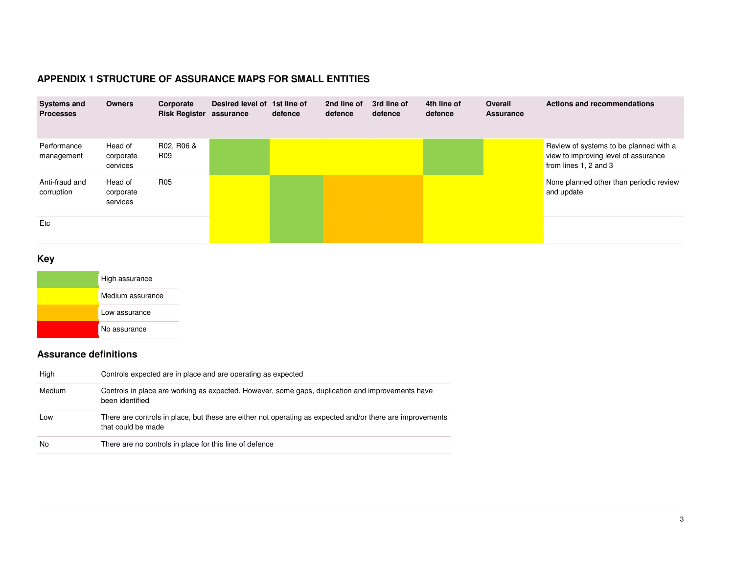## APPENDIX 1 STRUCTURE OF ASSURANCE MAPS FOR SMALL ENTITIES

| Systems and Processes | Owners | Corporate Risk Register | Desired level of assurance | 1st line of defence | 2nd line of defence | 3rd line of defence | 4th line of defence | Overall Assurance | Actions and recommendations |
|---|---|---|---|---|---|---|---|---|---|
| Performance management | Head of corporate cervices | R02, R06 & R09 | | | | | | | Review of systems to be planned with a view to improving level of assurance from lines 1, 2 and 3 |
| Anti-fraud and corruption | Head of corporate services | R05 | | | | | | | None planned other than periodic review and update |
| Etc | | | | | | | | | |

### Key

| | |
|---|---|
| | High assurance |
| | Medium assurance |
| | Low assurance |
| | No assurance |

### Assurance definitions

| | |
|---|---|
| High | Controls expected are in place and are operating as expected |
| Medium | Controls in place are working as expected. However, some gaps, duplication and improvements have been identified |
| Low | There are controls in place, but these are either not operating as expected and/or there are improvements that could be made |
| No | There are no controls in place for this line of defence |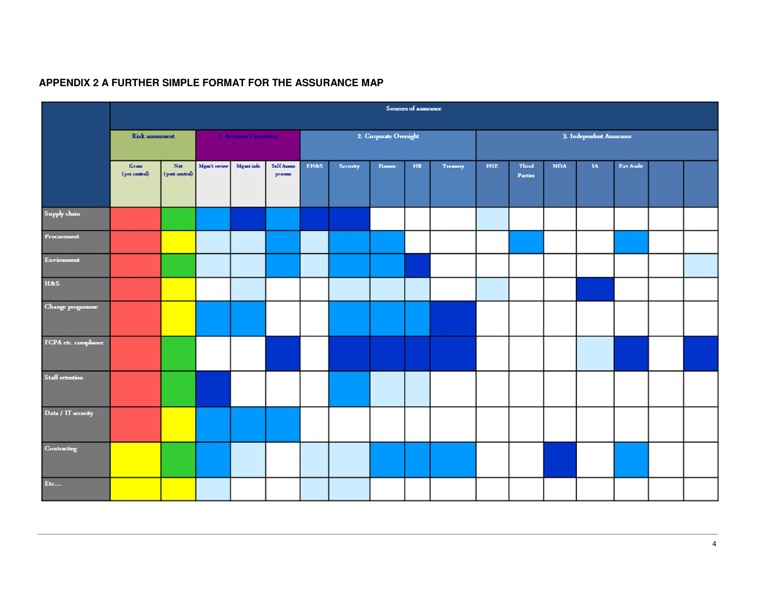## APPENDIX 2 A FURTHER SIMPLE FORMAT FOR THE ASSURANCE MAP

| | Sources of assurance | | | | | | | | | | | | | | | | | |
|---|---|---|---|---|---|---|---|---|---|---|---|---|---|---|---|---|---|---|
| | Risk assessment | | 1. Business Operations | | | 2. Corporate Oversight | | | | | 3. Independent Assurance | | | | | | | |
| | Gross (pre control) | Net (post control) | Mgm't review | Mgmt info | Self Assess process | EH&S | Security | Finance | HR | Treasury | HSE | Third Parties | NDA | IA | Ext Audit | | | |
| Supply chain | | | | | | | | | | | | | | | | | | |
| Procurement | | | | | | | | | | | | | | | | | | |
| Environment | | | | | | | | | | | | | | | | | | |
| H&S | | | | | | | | | | | | | | | | | | |
| Change programme | | | | | | | | | | | | | | | | | | |
| FCPA etc. compliance | | | | | | | | | | | | | | | | | | |
| Staff retention | | | | | | | | | | | | | | | | | | |
| Data / IT security | | | | | | | | | | | | | | | | | | |
| Contracting | | | | | | | | | | | | | | | | | | |
| Etc.... | | | | | | | | | | | | | | | | | | |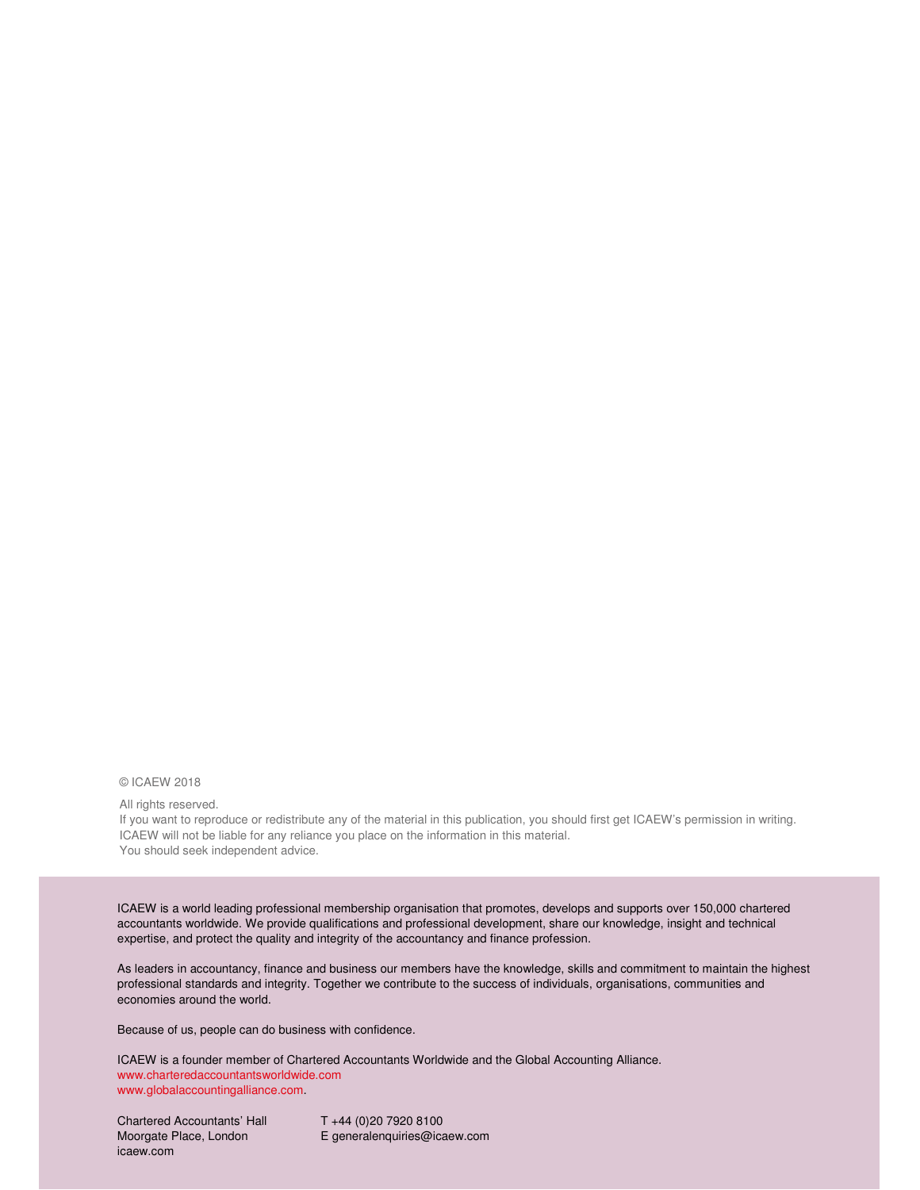© ICAEW 2018

All rights reserved.
If you want to reproduce or redistribute any of the material in this publication, you should first get ICAEW's permission in writing.
ICAEW will not be liable for any reliance you place on the information in this material.
You should seek independent advice.

ICAEW is a world leading professional membership organisation that promotes, develops and supports over 150,000 chartered accountants worldwide. We provide qualifications and professional development, share our knowledge, insight and technical expertise, and protect the quality and integrity of the accountancy and finance profession.

As leaders in accountancy, finance and business our members have the knowledge, skills and commitment to maintain the highest professional standards and integrity. Together we contribute to the success of individuals, organisations, communities and economies around the world.

Because of us, people can do business with confidence.

ICAEW is a founder member of Chartered Accountants Worldwide and the Global Accounting Alliance.
www.charteredaccountantsworldwide.com
www.globalaccountingalliance.com.

Chartered Accountants' Hall
Moorgate Place, London
icaew.com

T +44 (0)20 7920 8100
E generalenquiries@icaew.com